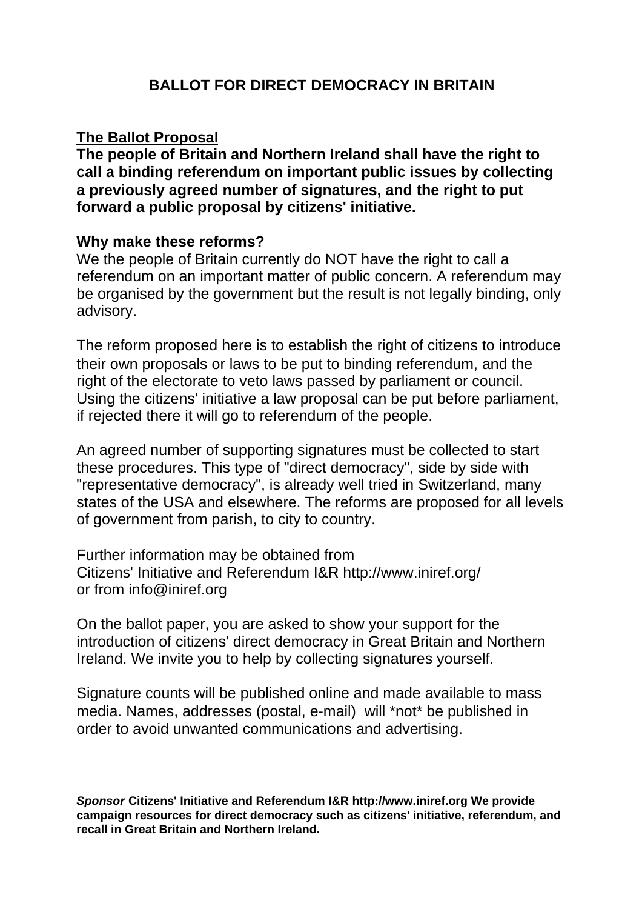# BALLOT FOR DIRECT DEMOCRACY IN BRITAIN

## The Ballot Proposal

**The people of Britain and Northern Ireland shall have the right to call a binding referendum on important public issues by collecting a previously agreed number of signatures, and the right to put forward a public proposal by citizens' initiative.**

### Why make these reforms?

We the people of Britain currently do NOT have the right to call a referendum on an important matter of public concern. A referendum may be organised by the government but the result is not legally binding, only advisory.

The reform proposed here is to establish the right of citizens to introduce their own proposals or laws to be put to binding referendum, and the right of the electorate to veto laws passed by parliament or council. Using the citizens' initiative a law proposal can be put before parliament, if rejected there it will go to referendum of the people.

An agreed number of supporting signatures must be collected to start these procedures. This type of "direct democracy", side by side with "representative democracy", is already well tried in Switzerland, many states of the USA and elsewhere. The reforms are proposed for all levels of government from parish, to city to country.

Further information may be obtained from
Citizens' Initiative and Referendum I&R http://www.iniref.org/
or from info@iniref.org

On the ballot paper, you are asked to show your support for the introduction of citizens' direct democracy in Great Britain and Northern Ireland. We invite you to help by collecting signatures yourself.

Signature counts will be published online and made available to mass media. Names, addresses (postal, e-mail) will *not* be published in order to avoid unwanted communications and advertising.

***Sponsor*** **Citizens' Initiative and Referendum I&R http://www.iniref.org We provide campaign resources for direct democracy such as citizens' initiative, referendum, and recall in Great Britain and Northern Ireland.**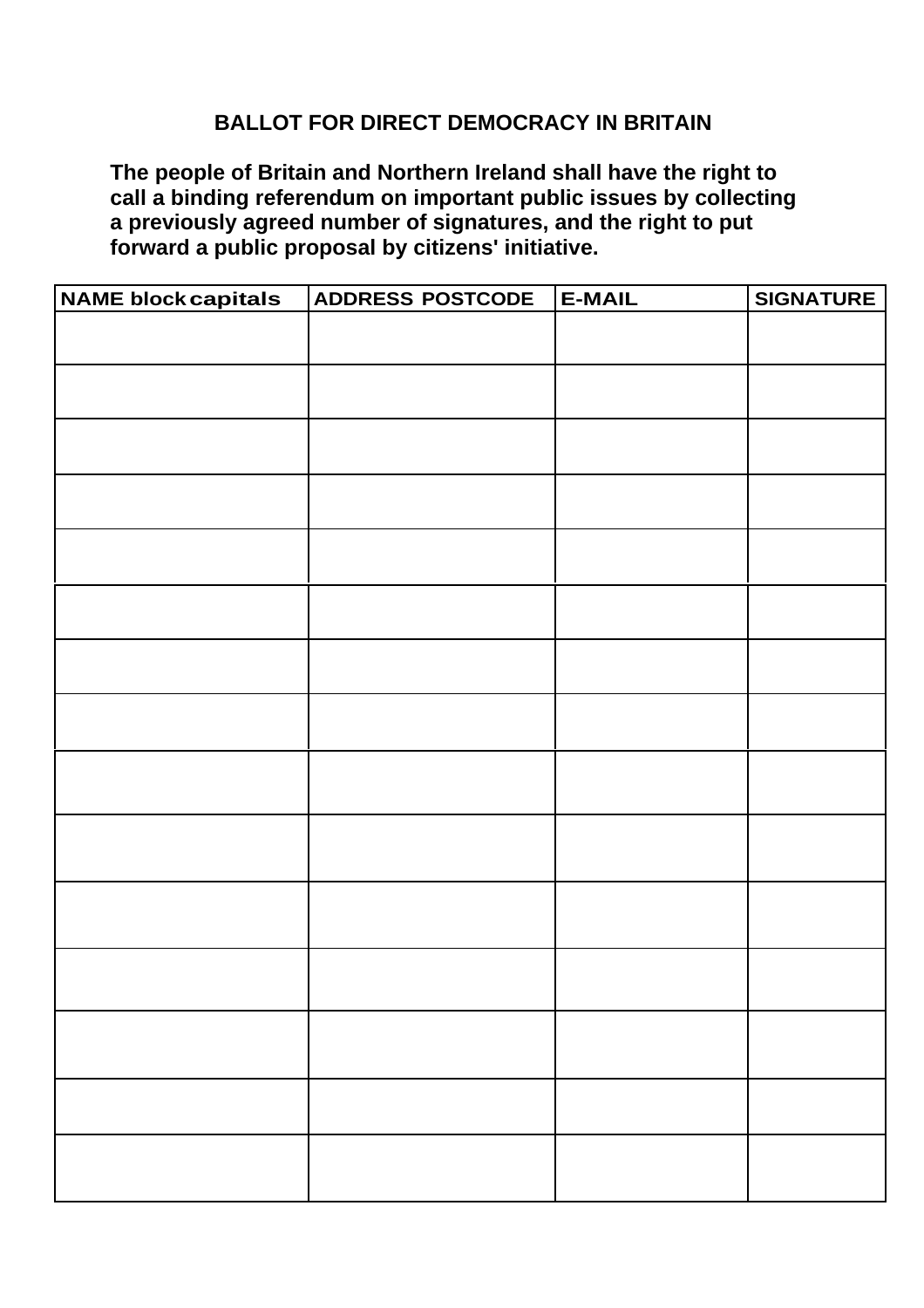## BALLOT FOR DIRECT DEMOCRACY IN BRITAIN

**The people of Britain and Northern Ireland shall have the right to call a binding referendum on important public issues by collecting a previously agreed number of signatures, and the right to put forward a public proposal by citizens' initiative.**

| NAME block capitals | ADDRESS POSTCODE | E-MAIL | SIGNATURE |
|---|---|---|---|
| | | | |
| | | | |
| | | | |
| | | | |
| | | | |
| | | | |
| | | | |
| | | | |
| | | | |
| | | | |
| | | | |
| | | | |
| | | | |
| | | | |
| | | | |